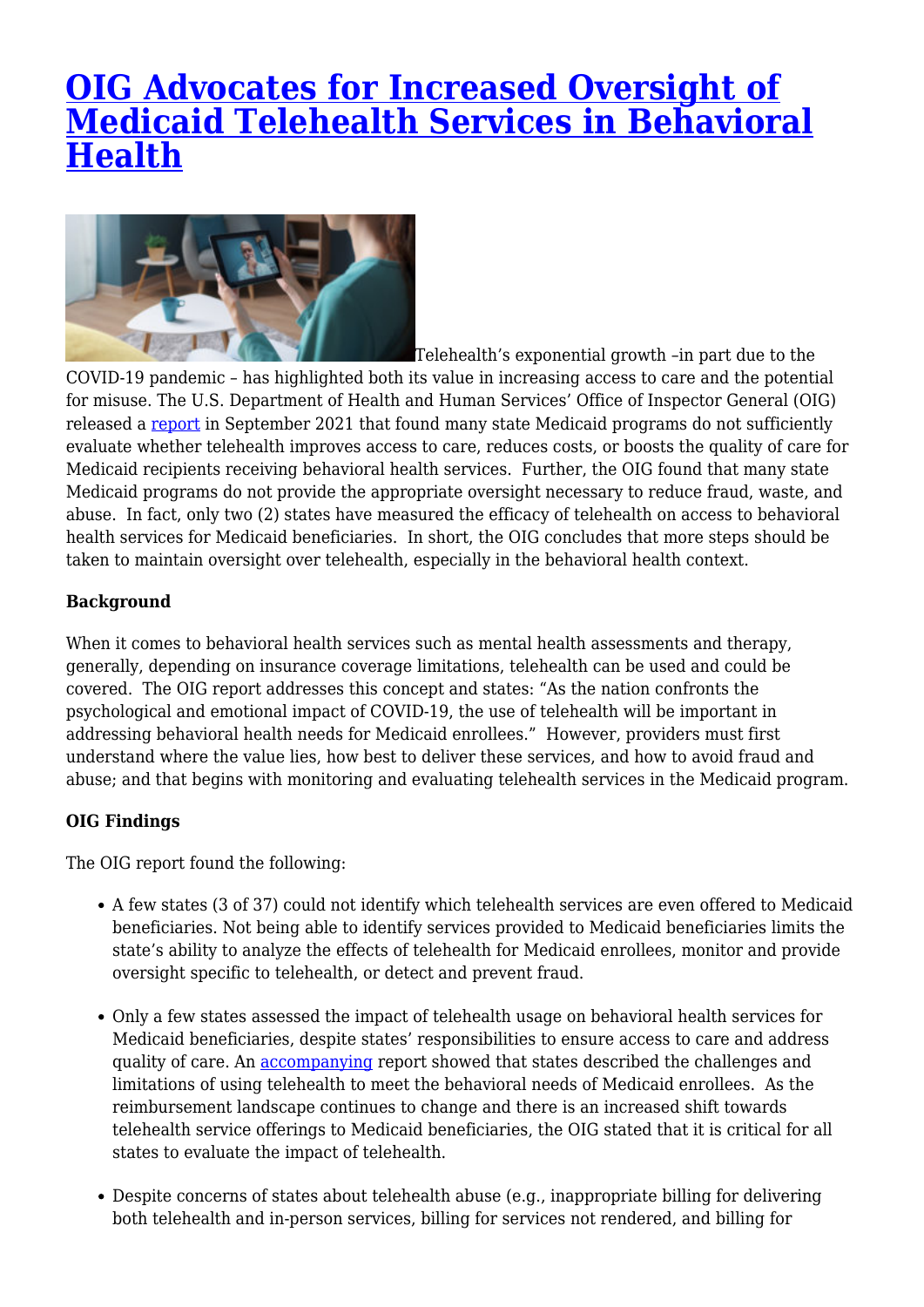# OIG Advocates for Increased Oversight of Medicaid Telehealth Services in Behavioral Health

Telehealth's exponential growth –in part due to the COVID-19 pandemic – has highlighted both its value in increasing access to care and the potential for misuse. The U.S. Department of Health and Human Services' Office of Inspector General (OIG) released a report in September 2021 that found many state Medicaid programs do not sufficiently evaluate whether telehealth improves access to care, reduces costs, or boosts the quality of care for Medicaid recipients receiving behavioral health services. Further, the OIG found that many state Medicaid programs do not provide the appropriate oversight necessary to reduce fraud, waste, and abuse. In fact, only two (2) states have measured the efficacy of telehealth on access to behavioral health services for Medicaid beneficiaries. In short, the OIG concludes that more steps should be taken to maintain oversight over telehealth, especially in the behavioral health context.

**Background**

When it comes to behavioral health services such as mental health assessments and therapy, generally, depending on insurance coverage limitations, telehealth can be used and could be covered. The OIG report addresses this concept and states: "As the nation confronts the psychological and emotional impact of COVID-19, the use of telehealth will be important in addressing behavioral health needs for Medicaid enrollees." However, providers must first understand where the value lies, how best to deliver these services, and how to avoid fraud and abuse; and that begins with monitoring and evaluating telehealth services in the Medicaid program.

**OIG Findings**

The OIG report found the following:

- A few states (3 of 37) could not identify which telehealth services are even offered to Medicaid beneficiaries. Not being able to identify services provided to Medicaid beneficiaries limits the state's ability to analyze the effects of telehealth for Medicaid enrollees, monitor and provide oversight specific to telehealth, or detect and prevent fraud.
- Only a few states assessed the impact of telehealth usage on behavioral health services for Medicaid beneficiaries, despite states' responsibilities to ensure access to care and address quality of care. An accompanying report showed that states described the challenges and limitations of using telehealth to meet the behavioral needs of Medicaid enrollees. As the reimbursement landscape continues to change and there is an increased shift towards telehealth service offerings to Medicaid beneficiaries, the OIG stated that it is critical for all states to evaluate the impact of telehealth.
- Despite concerns of states about telehealth abuse (e.g., inappropriate billing for delivering both telehealth and in-person services, billing for services not rendered, and billing for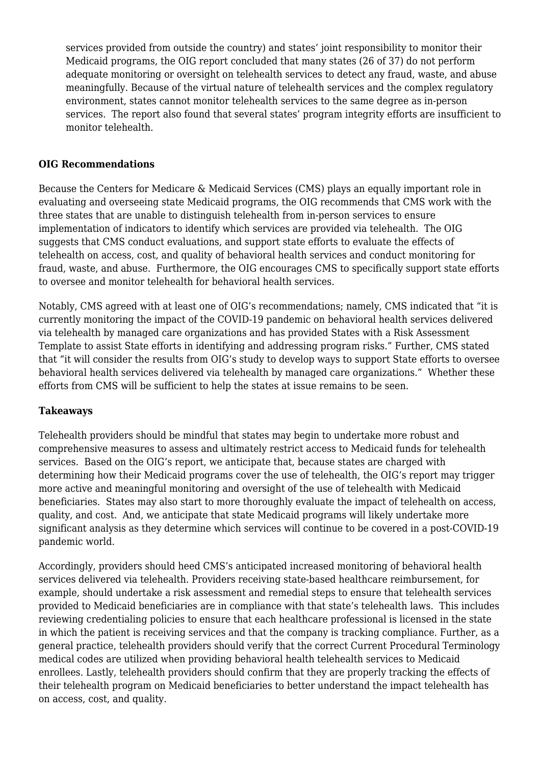services provided from outside the country) and states' joint responsibility to monitor their Medicaid programs, the OIG report concluded that many states (26 of 37) do not perform adequate monitoring or oversight on telehealth services to detect any fraud, waste, and abuse meaningfully. Because of the virtual nature of telehealth services and the complex regulatory environment, states cannot monitor telehealth services to the same degree as in-person services. The report also found that several states' program integrity efforts are insufficient to monitor telehealth.

**OIG Recommendations**

Because the Centers for Medicare & Medicaid Services (CMS) plays an equally important role in evaluating and overseeing state Medicaid programs, the OIG recommends that CMS work with the three states that are unable to distinguish telehealth from in-person services to ensure implementation of indicators to identify which services are provided via telehealth. The OIG suggests that CMS conduct evaluations, and support state efforts to evaluate the effects of telehealth on access, cost, and quality of behavioral health services and conduct monitoring for fraud, waste, and abuse. Furthermore, the OIG encourages CMS to specifically support state efforts to oversee and monitor telehealth for behavioral health services.

Notably, CMS agreed with at least one of OIG's recommendations; namely, CMS indicated that "it is currently monitoring the impact of the COVID-19 pandemic on behavioral health services delivered via telehealth by managed care organizations and has provided States with a Risk Assessment Template to assist State efforts in identifying and addressing program risks." Further, CMS stated that "it will consider the results from OIG's study to develop ways to support State efforts to oversee behavioral health services delivered via telehealth by managed care organizations." Whether these efforts from CMS will be sufficient to help the states at issue remains to be seen.

**Takeaways**

Telehealth providers should be mindful that states may begin to undertake more robust and comprehensive measures to assess and ultimately restrict access to Medicaid funds for telehealth services. Based on the OIG's report, we anticipate that, because states are charged with determining how their Medicaid programs cover the use of telehealth, the OIG's report may trigger more active and meaningful monitoring and oversight of the use of telehealth with Medicaid beneficiaries. States may also start to more thoroughly evaluate the impact of telehealth on access, quality, and cost. And, we anticipate that state Medicaid programs will likely undertake more significant analysis as they determine which services will continue to be covered in a post-COVID-19 pandemic world.

Accordingly, providers should heed CMS's anticipated increased monitoring of behavioral health services delivered via telehealth. Providers receiving state-based healthcare reimbursement, for example, should undertake a risk assessment and remedial steps to ensure that telehealth services provided to Medicaid beneficiaries are in compliance with that state's telehealth laws. This includes reviewing credentialing policies to ensure that each healthcare professional is licensed in the state in which the patient is receiving services and that the company is tracking compliance. Further, as a general practice, telehealth providers should verify that the correct Current Procedural Terminology medical codes are utilized when providing behavioral health telehealth services to Medicaid enrollees. Lastly, telehealth providers should confirm that they are properly tracking the effects of their telehealth program on Medicaid beneficiaries to better understand the impact telehealth has on access, cost, and quality.